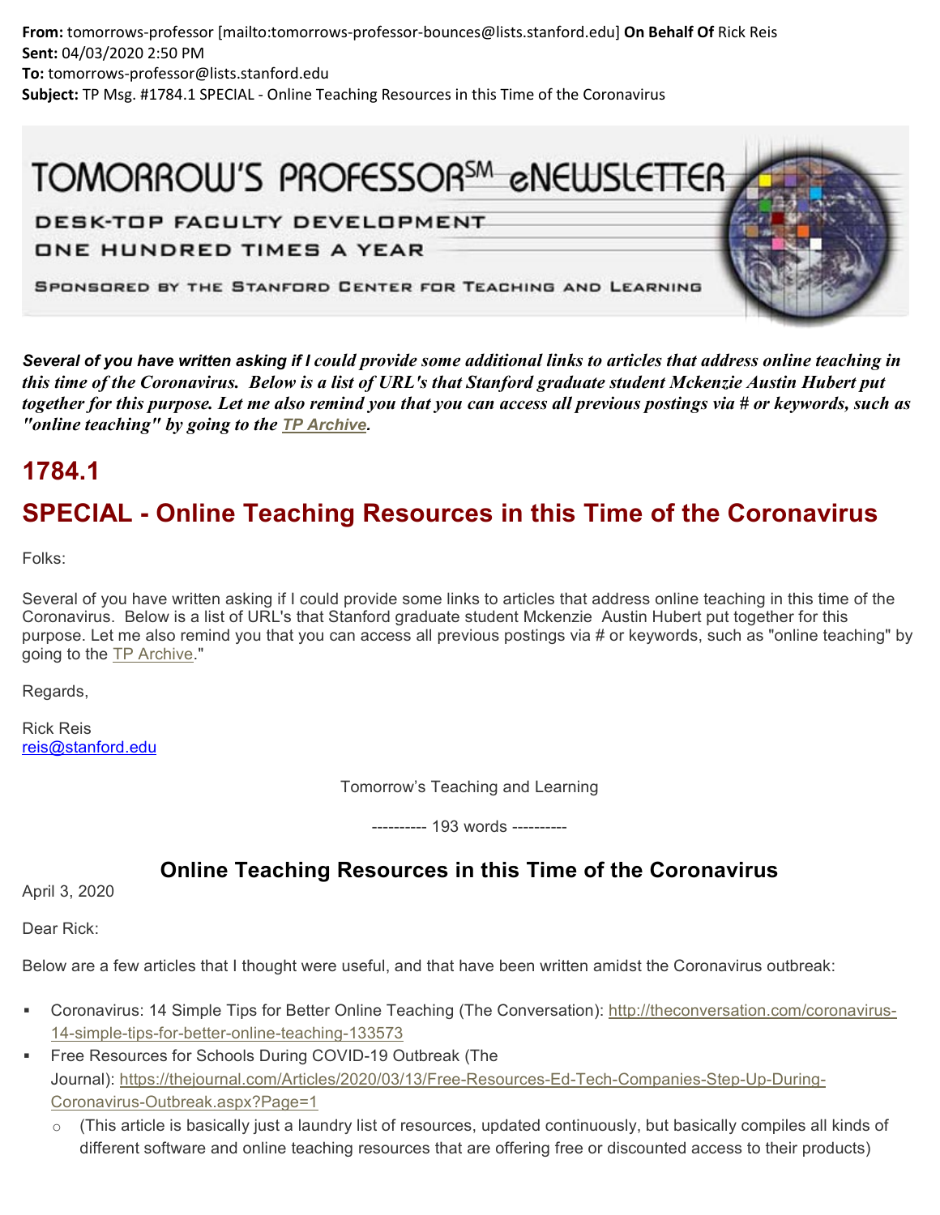**From:** tomorrows-professor [mailto:tomorrows-professor-bounces@lists.stanford.edu] **On Behalf Of** Rick Reis
**Sent:** 04/03/2020 2:50 PM
**To:** tomorrows-professor@lists.stanford.edu
**Subject:** TP Msg. #1784.1 SPECIAL - Online Teaching Resources in this Time of the Coronavirus

TOMORROW'S PROFESSOR℠ eNEWSLETTER

DESK-TOP FACULTY DEVELOPMENT
ONE HUNDRED TIMES A YEAR

SPONSORED BY THE STANFORD CENTER FOR TEACHING AND LEARNING

***Several of you have written asking if I could provide some additional links to articles that address online teaching in this time of the Coronavirus. Below is a list of URL's that Stanford graduate student Mckenzie Austin Hubert put together for this purpose. Let me also remind you that you can access all previous postings via # or keywords, such as "online teaching" by going to the [TP Archive](#).***

## 1784.1

## SPECIAL - Online Teaching Resources in this Time of the Coronavirus

Folks:

Several of you have written asking if I could provide some links to articles that address online teaching in this time of the Coronavirus. Below is a list of URL's that Stanford graduate student Mckenzie Austin Hubert put together for this purpose. Let me also remind you that you can access all previous postings via # or keywords, such as "online teaching" by going to the [TP Archive](#)."

Regards,

Rick Reis
reis@stanford.edu

Tomorrow's Teaching and Learning

---------- 193 words ----------

### Online Teaching Resources in this Time of the Coronavirus

April 3, 2020

Dear Rick:

Below are a few articles that I thought were useful, and that have been written amidst the Coronavirus outbreak:

- Coronavirus: 14 Simple Tips for Better Online Teaching (The Conversation): http://theconversation.com/coronavirus-14-simple-tips-for-better-online-teaching-133573
- Free Resources for Schools During COVID-19 Outbreak (The Journal): https://thejournal.com/Articles/2020/03/13/Free-Resources-Ed-Tech-Companies-Step-Up-During-Coronavirus-Outbreak.aspx?Page=1
  - (This article is basically just a laundry list of resources, updated continuously, but basically compiles all kinds of different software and online teaching resources that are offering free or discounted access to their products)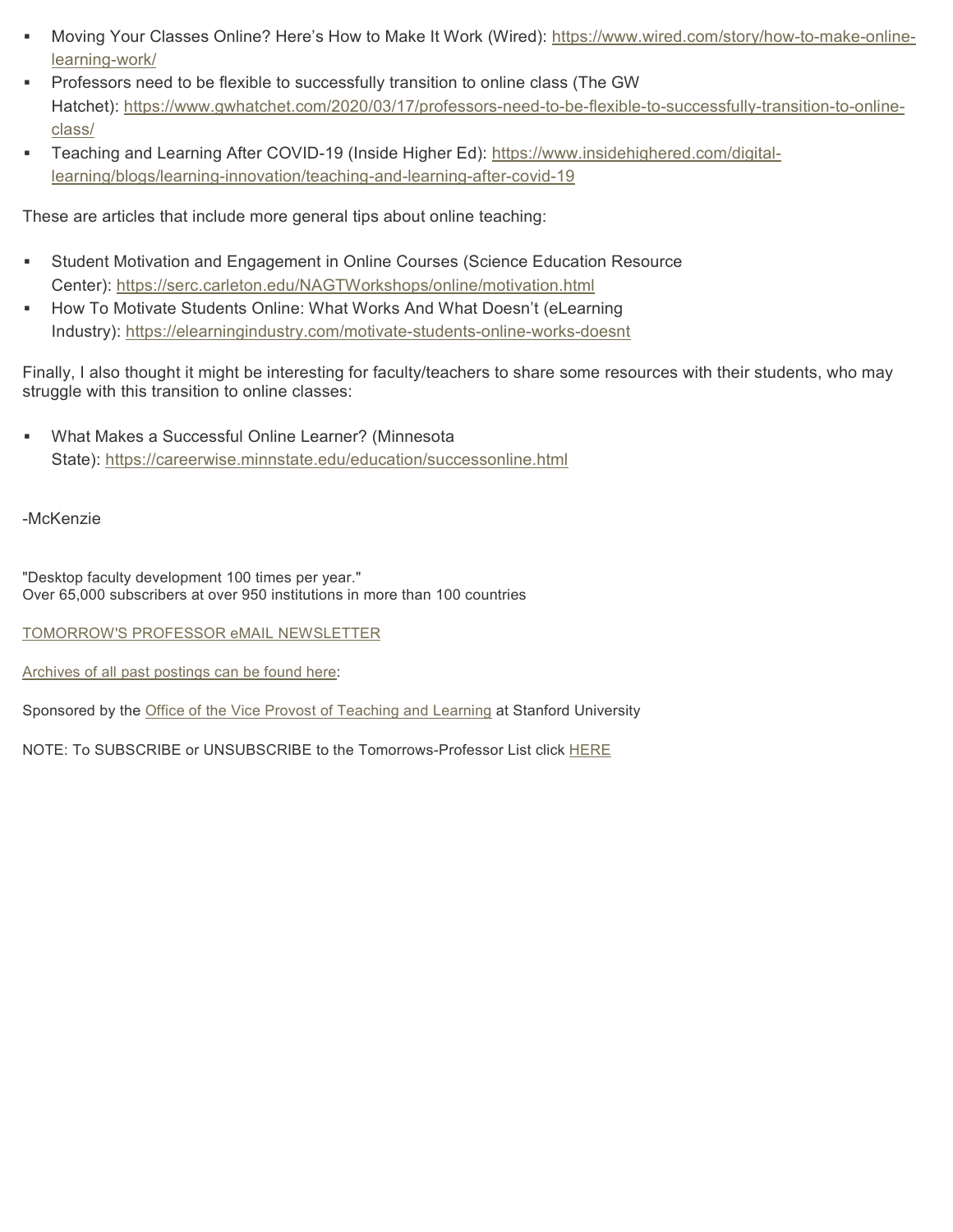- Moving Your Classes Online? Here's How to Make It Work (Wired): https://www.wired.com/story/how-to-make-online-learning-work/
- Professors need to be flexible to successfully transition to online class (The GW Hatchet): https://www.gwhatchet.com/2020/03/17/professors-need-to-be-flexible-to-successfully-transition-to-online-class/
- Teaching and Learning After COVID-19 (Inside Higher Ed): https://www.insidehighered.com/digital-learning/blogs/learning-innovation/teaching-and-learning-after-covid-19

These are articles that include more general tips about online teaching:

- Student Motivation and Engagement in Online Courses (Science Education Resource Center): https://serc.carleton.edu/NAGTWorkshops/online/motivation.html
- How To Motivate Students Online: What Works And What Doesn't (eLearning Industry): https://elearningindustry.com/motivate-students-online-works-doesnt

Finally, I also thought it might be interesting for faculty/teachers to share some resources with their students, who may struggle with this transition to online classes:

- What Makes a Successful Online Learner? (Minnesota State): https://careerwise.minnstate.edu/education/successonline.html

-McKenzie

"Desktop faculty development 100 times per year."
Over 65,000 subscribers at over 950 institutions in more than 100 countries

TOMORROW'S PROFESSOR eMAIL NEWSLETTER

Archives of all past postings can be found here:

Sponsored by the Office of the Vice Provost of Teaching and Learning at Stanford University

NOTE: To SUBSCRIBE or UNSUBSCRIBE to the Tomorrows-Professor List click HERE